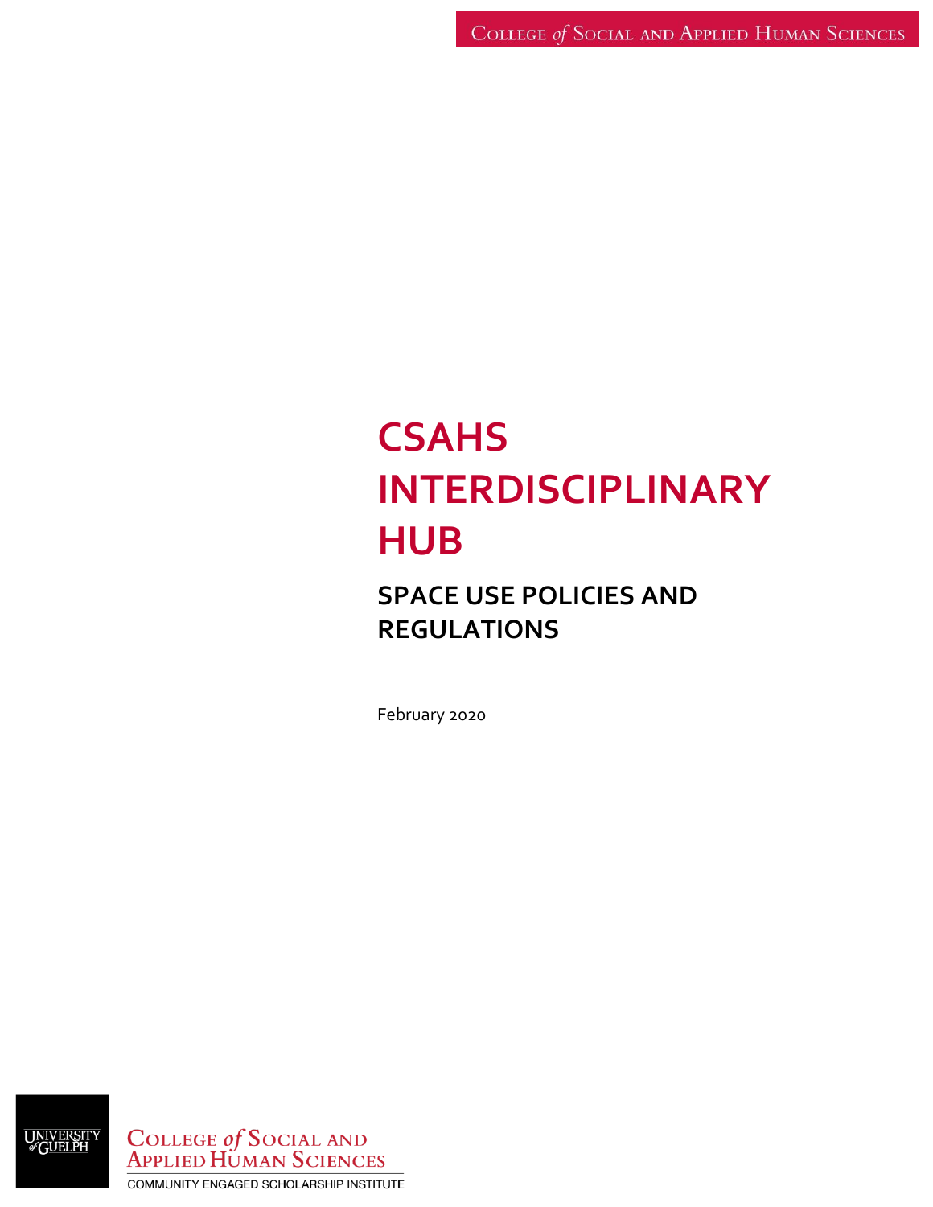# CSAHS INTERDISCIPLINARY HUB

## SPACE USE POLICIES AND REGULATIONS

February 2020

UNIVERSITY of GUELPH

COLLEGE of SOCIAL AND APPLIED HUMAN SCIENCES

COMMUNITY ENGAGED SCHOLARSHIP INSTITUTE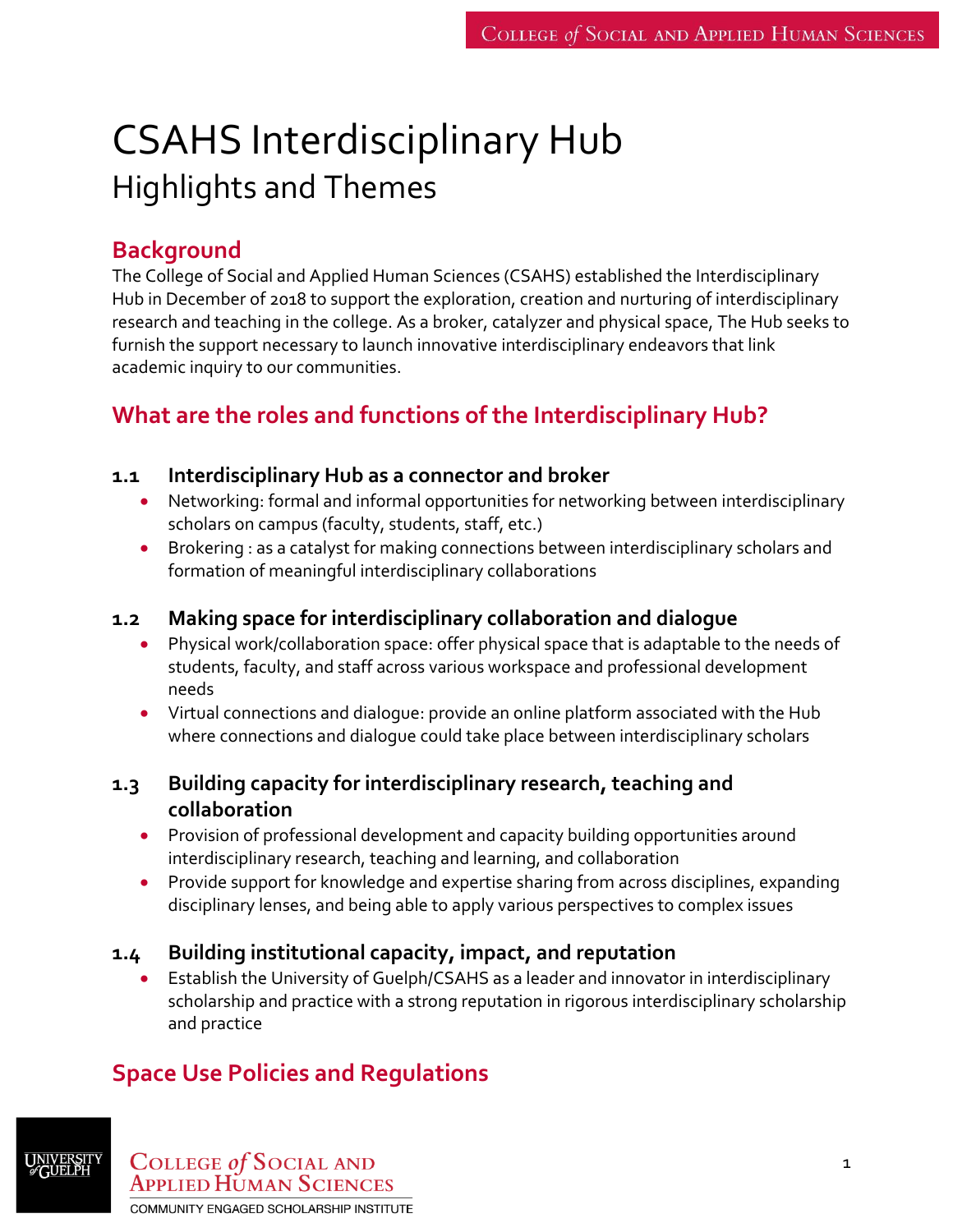# CSAHS Interdisciplinary Hub

## Highlights and Themes

## Background

The College of Social and Applied Human Sciences (CSAHS) established the Interdisciplinary Hub in December of 2018 to support the exploration, creation and nurturing of interdisciplinary research and teaching in the college. As a broker, catalyzer and physical space, The Hub seeks to furnish the support necessary to launch innovative interdisciplinary endeavors that link academic inquiry to our communities.

## What are the roles and functions of the Interdisciplinary Hub?

### 1.1 Interdisciplinary Hub as a connector and broker

- Networking: formal and informal opportunities for networking between interdisciplinary scholars on campus (faculty, students, staff, etc.)
- Brokering : as a catalyst for making connections between interdisciplinary scholars and formation of meaningful interdisciplinary collaborations

### 1.2 Making space for interdisciplinary collaboration and dialogue

- Physical work/collaboration space: offer physical space that is adaptable to the needs of students, faculty, and staff across various workspace and professional development needs
- Virtual connections and dialogue: provide an online platform associated with the Hub where connections and dialogue could take place between interdisciplinary scholars

### 1.3 Building capacity for interdisciplinary research, teaching and collaboration

- Provision of professional development and capacity building opportunities around interdisciplinary research, teaching and learning, and collaboration
- Provide support for knowledge and expertise sharing from across disciplines, expanding disciplinary lenses, and being able to apply various perspectives to complex issues

### 1.4 Building institutional capacity, impact, and reputation

- Establish the University of Guelph/CSAHS as a leader and innovator in interdisciplinary scholarship and practice with a strong reputation in rigorous interdisciplinary scholarship and practice

## Space Use Policies and Regulations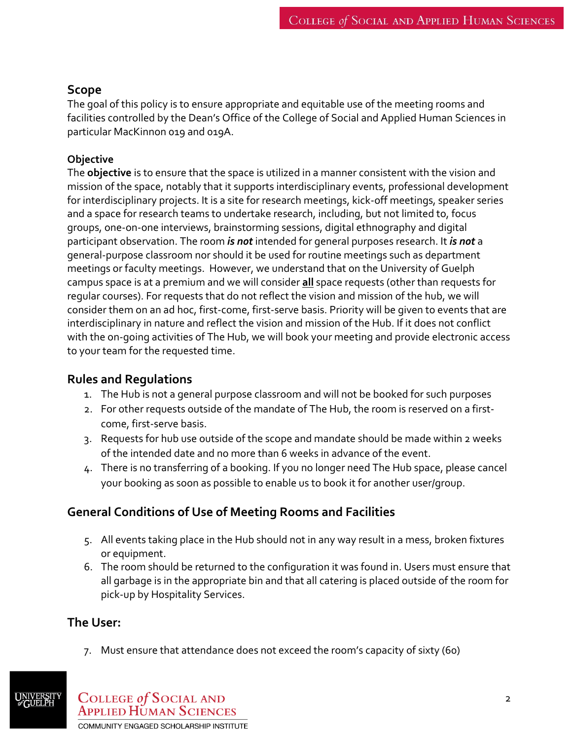## Scope

The goal of this policy is to ensure appropriate and equitable use of the meeting rooms and facilities controlled by the Dean's Office of the College of Social and Applied Human Sciences in particular MacKinnon 019 and 019A.

### Objective

The **objective** is to ensure that the space is utilized in a manner consistent with the vision and mission of the space, notably that it supports interdisciplinary events, professional development for interdisciplinary projects. It is a site for research meetings, kick-off meetings, speaker series and a space for research teams to undertake research, including, but not limited to, focus groups, one-on-one interviews, brainstorming sessions, digital ethnography and digital participant observation. The room ***is not*** intended for general purposes research. It ***is not*** a general-purpose classroom nor should it be used for routine meetings such as department meetings or faculty meetings. However, we understand that on the University of Guelph campus space is at a premium and we will consider <u>**all**</u> space requests (other than requests for regular courses). For requests that do not reflect the vision and mission of the hub, we will consider them on an ad hoc, first-come, first-serve basis. Priority will be given to events that are interdisciplinary in nature and reflect the vision and mission of the Hub. If it does not conflict with the on-going activities of The Hub, we will book your meeting and provide electronic access to your team for the requested time.

## Rules and Regulations

1. The Hub is not a general purpose classroom and will not be booked for such purposes
2. For other requests outside of the mandate of The Hub, the room is reserved on a first-come, first-serve basis.
3. Requests for hub use outside of the scope and mandate should be made within 2 weeks of the intended date and no more than 6 weeks in advance of the event.
4. There is no transferring of a booking. If you no longer need The Hub space, please cancel your booking as soon as possible to enable us to book it for another user/group.

## General Conditions of Use of Meeting Rooms and Facilities

5. All events taking place in the Hub should not in any way result in a mess, broken fixtures or equipment.
6. The room should be returned to the configuration it was found in. Users must ensure that all garbage is in the appropriate bin and that all catering is placed outside of the room for pick-up by Hospitality Services.

## The User:

7. Must ensure that attendance does not exceed the room's capacity of sixty (60)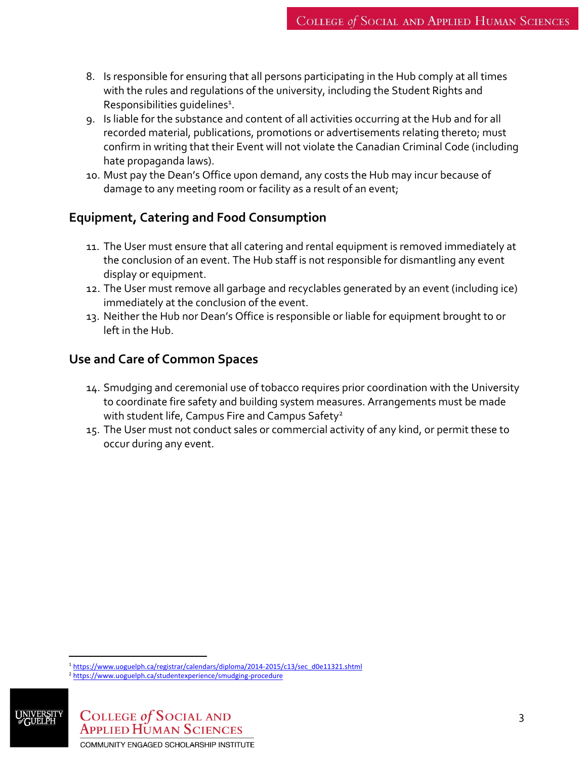8. Is responsible for ensuring that all persons participating in the Hub comply at all times with the rules and regulations of the university, including the Student Rights and Responsibilities guidelines[1].
9. Is liable for the substance and content of all activities occurring at the Hub and for all recorded material, publications, promotions or advertisements relating thereto; must confirm in writing that their Event will not violate the Canadian Criminal Code (including hate propaganda laws).
10. Must pay the Dean's Office upon demand, any costs the Hub may incur because of damage to any meeting room or facility as a result of an event;

## Equipment, Catering and Food Consumption

11. The User must ensure that all catering and rental equipment is removed immediately at the conclusion of an event. The Hub staff is not responsible for dismantling any event display or equipment.
12. The User must remove all garbage and recyclables generated by an event (including ice) immediately at the conclusion of the event.
13. Neither the Hub nor Dean's Office is responsible or liable for equipment brought to or left in the Hub.

## Use and Care of Common Spaces

14. Smudging and ceremonial use of tobacco requires prior coordination with the University to coordinate fire safety and building system measures. Arrangements must be made with student life, Campus Fire and Campus Safety[2]
15. The User must not conduct sales or commercial activity of any kind, or permit these to occur during any event.

[1] https://www.uoguelph.ca/registrar/calendars/diploma/2014-2015/c13/sec_d0e11321.shtml

[2] https://www.uoguelph.ca/studentexperience/smudging-procedure